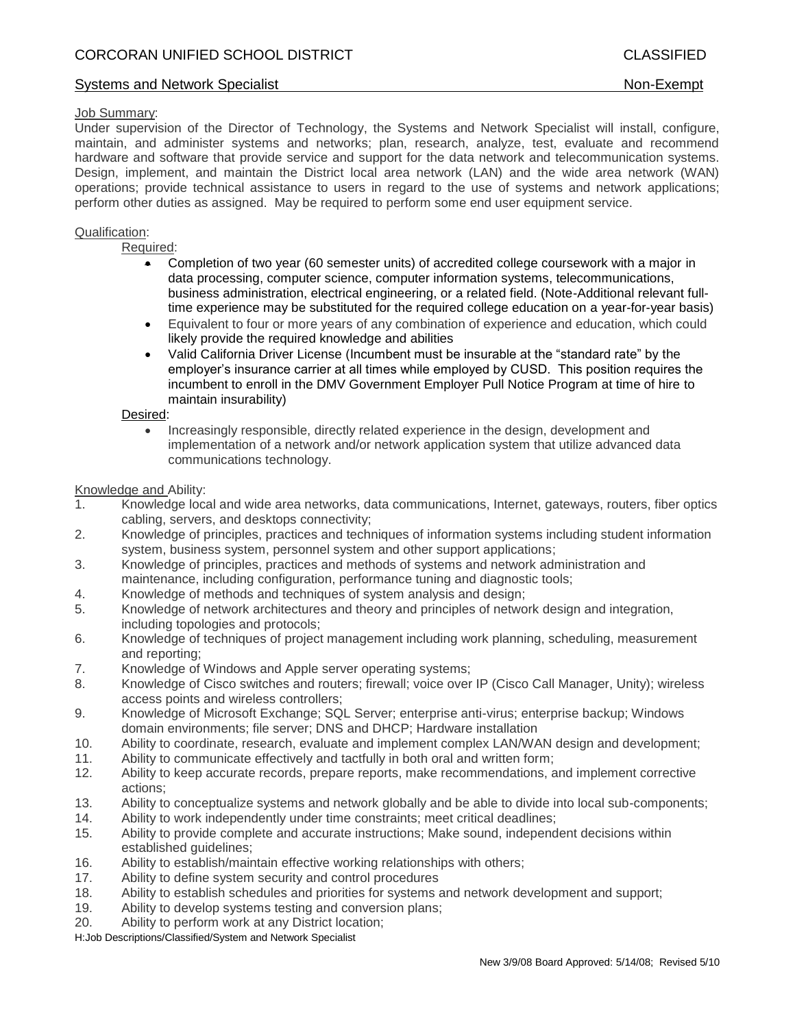# CORCORAN UNIFIED SCHOOL DISTRICT — CLASSIFIED

## Systems and Network Specialist — Non-Exempt

Job Summary:

Under supervision of the Director of Technology, the Systems and Network Specialist will install, configure, maintain, and administer systems and networks; plan, research, analyze, test, evaluate and recommend hardware and software that provide service and support for the data network and telecommunication systems. Design, implement, and maintain the District local area network (LAN) and the wide area network (WAN) operations; provide technical assistance to users in regard to the use of systems and network applications; perform other duties as assigned. May be required to perform some end user equipment service.

Qualification:

Required:

- Completion of two year (60 semester units) of accredited college coursework with a major in data processing, computer science, computer information systems, telecommunications, business administration, electrical engineering, or a related field. (Note-Additional relevant full-time experience may be substituted for the required college education on a year-for-year basis)
- Equivalent to four or more years of any combination of experience and education, which could likely provide the required knowledge and abilities
- Valid California Driver License (Incumbent must be insurable at the "standard rate" by the employer's insurance carrier at all times while employed by CUSD. This position requires the incumbent to enroll in the DMV Government Employer Pull Notice Program at time of hire to maintain insurability)

Desired:

- Increasingly responsible, directly related experience in the design, development and implementation of a network and/or network application system that utilize advanced data communications technology.

Knowledge and Ability:

1. Knowledge local and wide area networks, data communications, Internet, gateways, routers, fiber optics cabling, servers, and desktops connectivity;
2. Knowledge of principles, practices and techniques of information systems including student information system, business system, personnel system and other support applications;
3. Knowledge of principles, practices and methods of systems and network administration and maintenance, including configuration, performance tuning and diagnostic tools;
4. Knowledge of methods and techniques of system analysis and design;
5. Knowledge of network architectures and theory and principles of network design and integration, including topologies and protocols;
6. Knowledge of techniques of project management including work planning, scheduling, measurement and reporting;
7. Knowledge of Windows and Apple server operating systems;
8. Knowledge of Cisco switches and routers; firewall; voice over IP (Cisco Call Manager, Unity); wireless access points and wireless controllers;
9. Knowledge of Microsoft Exchange; SQL Server; enterprise anti-virus; enterprise backup; Windows domain environments; file server; DNS and DHCP; Hardware installation
10. Ability to coordinate, research, evaluate and implement complex LAN/WAN design and development;
11. Ability to communicate effectively and tactfully in both oral and written form;
12. Ability to keep accurate records, prepare reports, make recommendations, and implement corrective actions;
13. Ability to conceptualize systems and network globally and be able to divide into local sub-components;
14. Ability to work independently under time constraints; meet critical deadlines;
15. Ability to provide complete and accurate instructions; Make sound, independent decisions within established guidelines;
16. Ability to establish/maintain effective working relationships with others;
17. Ability to define system security and control procedures
18. Ability to establish schedules and priorities for systems and network development and support;
19. Ability to develop systems testing and conversion plans;
20. Ability to perform work at any District location;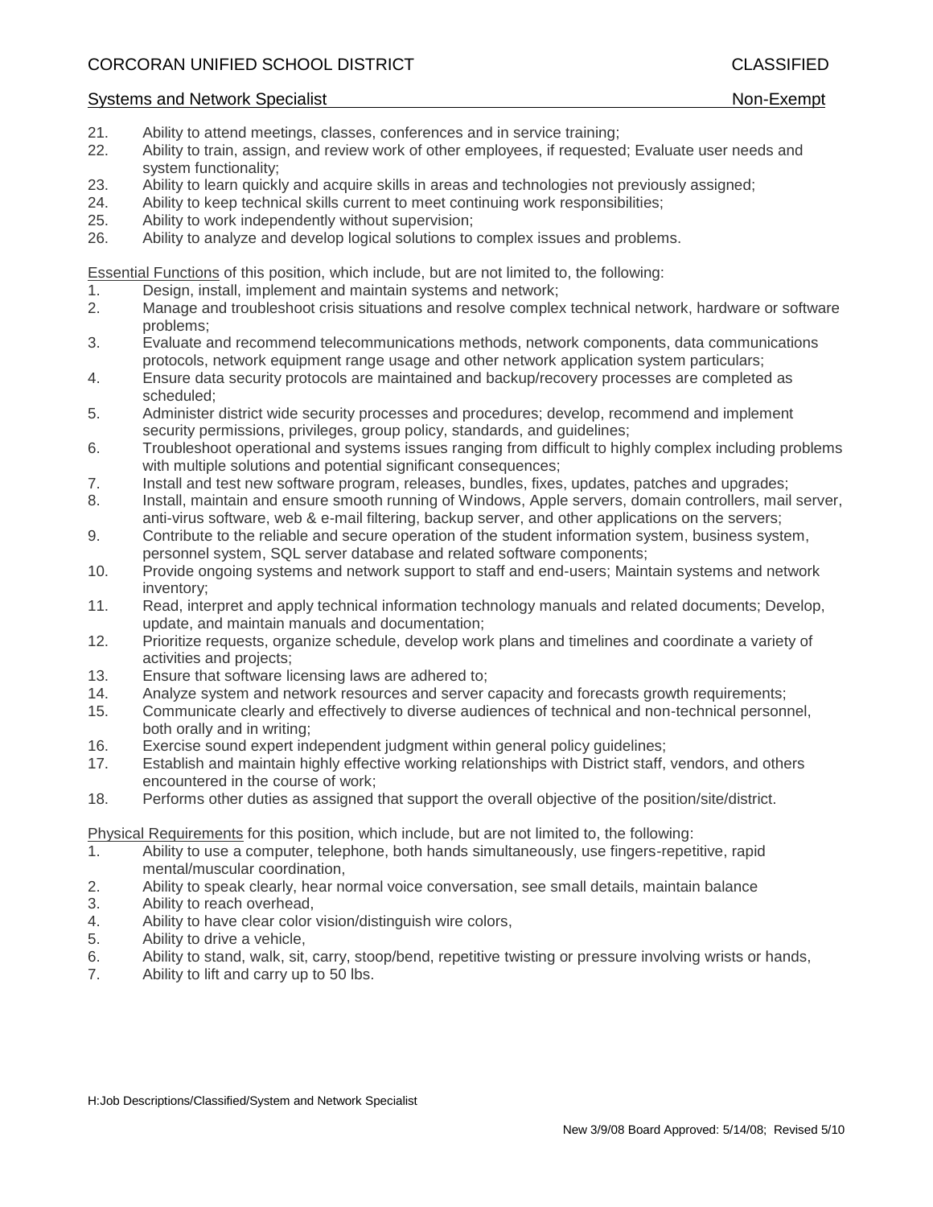21. Ability to attend meetings, classes, conferences and in service training;
22. Ability to train, assign, and review work of other employees, if requested; Evaluate user needs and system functionality;
23. Ability to learn quickly and acquire skills in areas and technologies not previously assigned;
24. Ability to keep technical skills current to meet continuing work responsibilities;
25. Ability to work independently without supervision;
26. Ability to analyze and develop logical solutions to complex issues and problems.

Essential Functions of this position, which include, but are not limited to, the following:

1. Design, install, implement and maintain systems and network;
2. Manage and troubleshoot crisis situations and resolve complex technical network, hardware or software problems;
3. Evaluate and recommend telecommunications methods, network components, data communications protocols, network equipment range usage and other network application system particulars;
4. Ensure data security protocols are maintained and backup/recovery processes are completed as scheduled;
5. Administer district wide security processes and procedures; develop, recommend and implement security permissions, privileges, group policy, standards, and guidelines;
6. Troubleshoot operational and systems issues ranging from difficult to highly complex including problems with multiple solutions and potential significant consequences;
7. Install and test new software program, releases, bundles, fixes, updates, patches and upgrades;
8. Install, maintain and ensure smooth running of Windows, Apple servers, domain controllers, mail server, anti-virus software, web & e-mail filtering, backup server, and other applications on the servers;
9. Contribute to the reliable and secure operation of the student information system, business system, personnel system, SQL server database and related software components;
10. Provide ongoing systems and network support to staff and end-users; Maintain systems and network inventory;
11. Read, interpret and apply technical information technology manuals and related documents; Develop, update, and maintain manuals and documentation;
12. Prioritize requests, organize schedule, develop work plans and timelines and coordinate a variety of activities and projects;
13. Ensure that software licensing laws are adhered to;
14. Analyze system and network resources and server capacity and forecasts growth requirements;
15. Communicate clearly and effectively to diverse audiences of technical and non-technical personnel, both orally and in writing;
16. Exercise sound expert independent judgment within general policy guidelines;
17. Establish and maintain highly effective working relationships with District staff, vendors, and others encountered in the course of work;
18. Performs other duties as assigned that support the overall objective of the position/site/district.

Physical Requirements for this position, which include, but are not limited to, the following:

1. Ability to use a computer, telephone, both hands simultaneously, use fingers-repetitive, rapid mental/muscular coordination,
2. Ability to speak clearly, hear normal voice conversation, see small details, maintain balance
3. Ability to reach overhead,
4. Ability to have clear color vision/distinguish wire colors,
5. Ability to drive a vehicle,
6. Ability to stand, walk, sit, carry, stoop/bend, repetitive twisting or pressure involving wrists or hands,
7. Ability to lift and carry up to 50 lbs.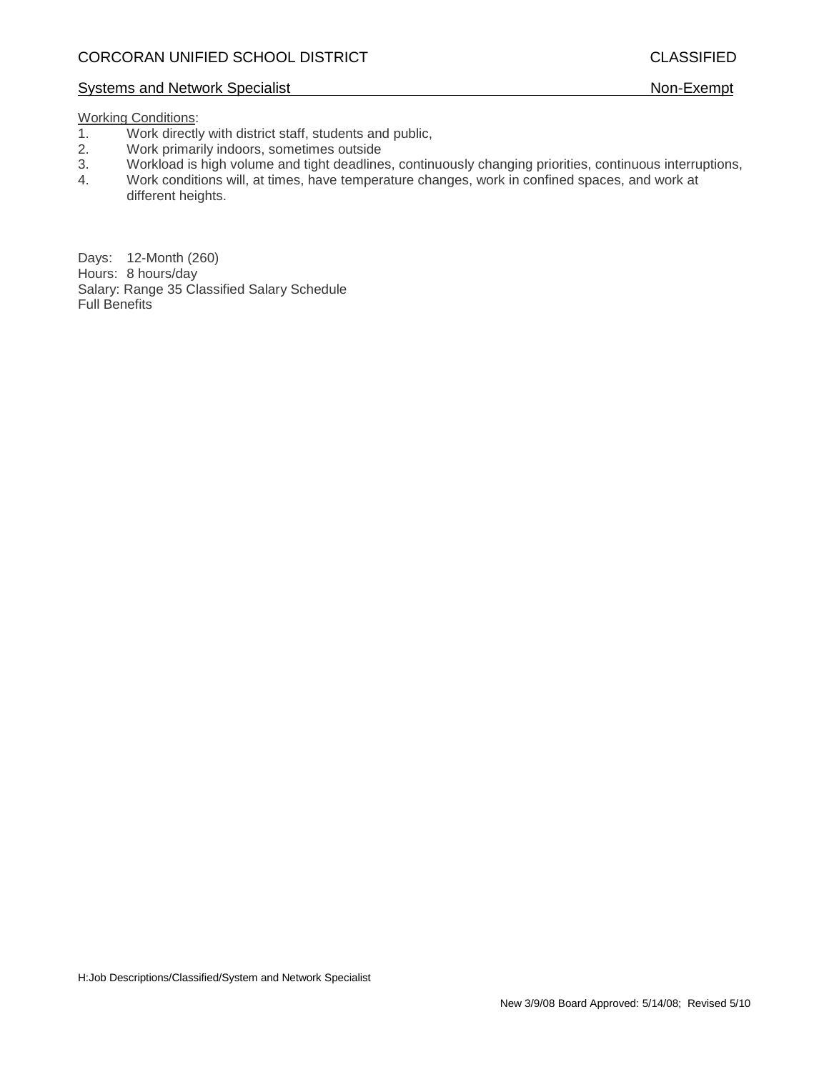Working Conditions:

1. Work directly with district staff, students and public,
2. Work primarily indoors, sometimes outside
3. Workload is high volume and tight deadlines, continuously changing priorities, continuous interruptions,
4. Work conditions will, at times, have temperature changes, work in confined spaces, and work at different heights.

Days: 12-Month (260)
Hours: 8 hours/day
Salary: Range 35 Classified Salary Schedule
Full Benefits

H:Job Descriptions/Classified/System and Network Specialist

New 3/9/08 Board Approved: 5/14/08; Revised 5/10